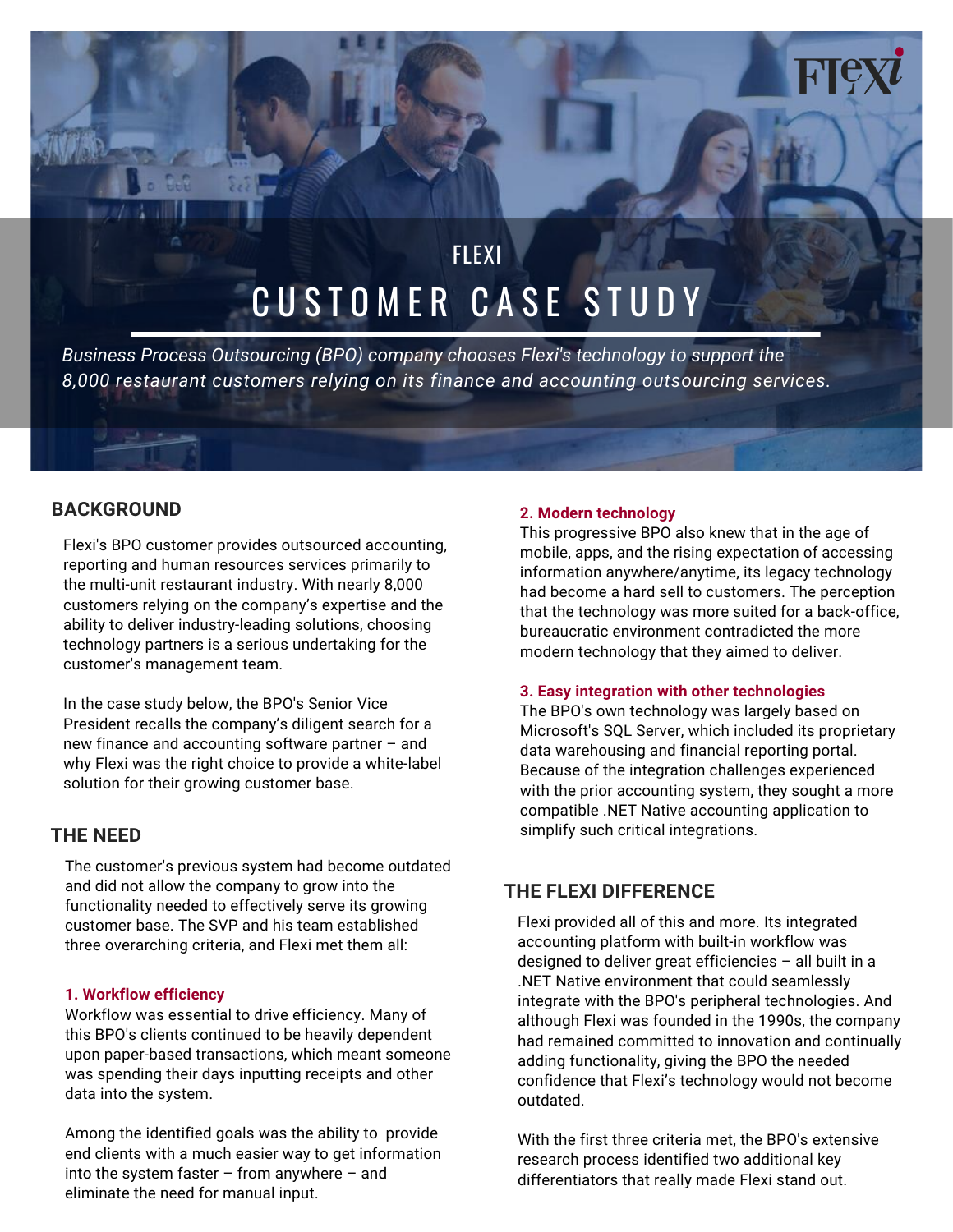FLEXI

# CUSTOMER CASE STUDY

*Business Process Outsourcing (BPO) company chooses Flexi's technology to support the 8,000 restaurant customers relying on its finance and accounting outsourcing services.*

## BACKGROUND

Flexi's BPO customer provides outsourced accounting, reporting and human resources services primarily to the multi-unit restaurant industry. With nearly 8,000 customers relying on the company's expertise and the ability to deliver industry-leading solutions, choosing technology partners is a serious undertaking for the customer's management team.

In the case study below, the BPO's Senior Vice President recalls the company's diligent search for a new finance and accounting software partner – and why Flexi was the right choice to provide a white-label solution for their growing customer base.

## THE NEED

The customer's previous system had become outdated and did not allow the company to grow into the functionality needed to effectively serve its growing customer base. The SVP and his team established three overarching criteria, and Flexi met them all:

### 1. Workflow efficiency

Workflow was essential to drive efficiency. Many of this BPO's clients continued to be heavily dependent upon paper-based transactions, which meant someone was spending their days inputting receipts and other data into the system.

Among the identified goals was the ability to provide end clients with a much easier way to get information into the system faster – from anywhere – and eliminate the need for manual input.

### 2. Modern technology

This progressive BPO also knew that in the age of mobile, apps, and the rising expectation of accessing information anywhere/anytime, its legacy technology had become a hard sell to customers. The perception that the technology was more suited for a back-office, bureaucratic environment contradicted the more modern technology that they aimed to deliver.

### 3. Easy integration with other technologies

The BPO's own technology was largely based on Microsoft's SQL Server, which included its proprietary data warehousing and financial reporting portal. Because of the integration challenges experienced with the prior accounting system, they sought a more compatible .NET Native accounting application to simplify such critical integrations.

## THE FLEXI DIFFERENCE

Flexi provided all of this and more. Its integrated accounting platform with built-in workflow was designed to deliver great efficiencies – all built in a .NET Native environment that could seamlessly integrate with the BPO's peripheral technologies. And although Flexi was founded in the 1990s, the company had remained committed to innovation and continually adding functionality, giving the BPO the needed confidence that Flexi's technology would not become outdated.

With the first three criteria met, the BPO's extensive research process identified two additional key differentiators that really made Flexi stand out.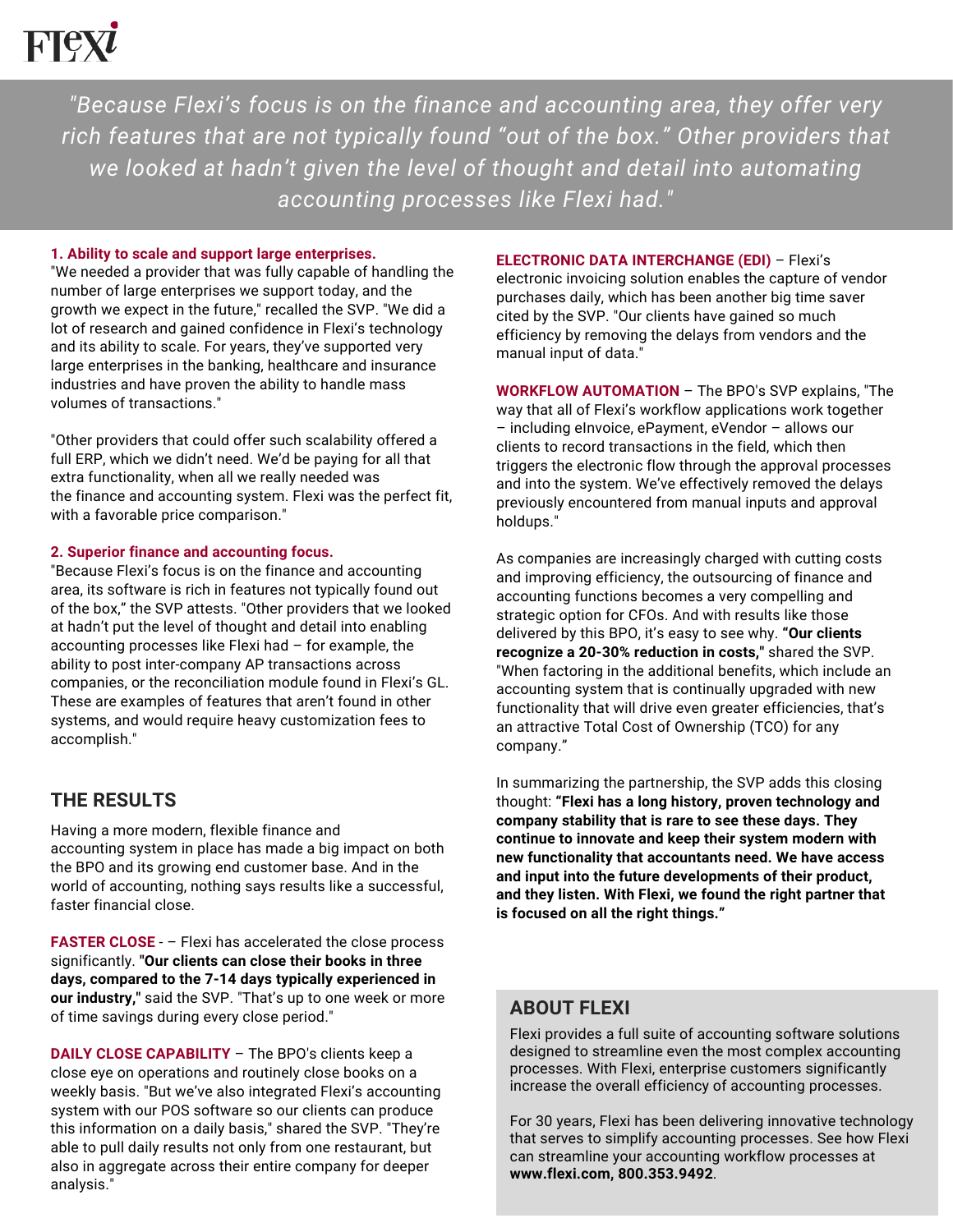# Flexi

*"Because Flexi's focus is on the finance and accounting area, they offer very rich features that are not typically found "out of the box." Other providers that we looked at hadn't given the level of thought and detail into automating accounting processes like Flexi had."*

**1. Ability to scale and support large enterprises.**

"We needed a provider that was fully capable of handling the number of large enterprises we support today, and the growth we expect in the future," recalled the SVP. "We did a lot of research and gained confidence in Flexi's technology and its ability to scale. For years, they've supported very large enterprises in the banking, healthcare and insurance industries and have proven the ability to handle mass volumes of transactions."

"Other providers that could offer such scalability offered a full ERP, which we didn't need. We'd be paying for all that extra functionality, when all we really needed was the finance and accounting system. Flexi was the perfect fit, with a favorable price comparison."

**2. Superior finance and accounting focus.**

"Because Flexi's focus is on the finance and accounting area, its software is rich in features not typically found out of the box," the SVP attests. "Other providers that we looked at hadn't put the level of thought and detail into enabling accounting processes like Flexi had – for example, the ability to post inter-company AP transactions across companies, or the reconciliation module found in Flexi's GL. These are examples of features that aren't found in other systems, and would require heavy customization fees to accomplish."

## THE RESULTS

Having a more modern, flexible finance and accounting system in place has made a big impact on both the BPO and its growing end customer base. And in the world of accounting, nothing says results like a successful, faster financial close.

**FASTER CLOSE** - – Flexi has accelerated the close process significantly. **"Our clients can close their books in three days, compared to the 7-14 days typically experienced in our industry,"** said the SVP. "That's up to one week or more of time savings during every close period."

**DAILY CLOSE CAPABILITY** – The BPO's clients keep a close eye on operations and routinely close books on a weekly basis. "But we've also integrated Flexi's accounting system with our POS software so our clients can produce this information on a daily basis," shared the SVP. "They're able to pull daily results not only from one restaurant, but also in aggregate across their entire company for deeper analysis."

**ELECTRONIC DATA INTERCHANGE (EDI)** – Flexi's electronic invoicing solution enables the capture of vendor purchases daily, which has been another big time saver cited by the SVP. "Our clients have gained so much efficiency by removing the delays from vendors and the manual input of data."

**WORKFLOW AUTOMATION** – The BPO's SVP explains, "The way that all of Flexi's workflow applications work together – including eInvoice, ePayment, eVendor – allows our clients to record transactions in the field, which then triggers the electronic flow through the approval processes and into the system. We've effectively removed the delays previously encountered from manual inputs and approval holdups."

As companies are increasingly charged with cutting costs and improving efficiency, the outsourcing of finance and accounting functions becomes a very compelling and strategic option for CFOs. And with results like those delivered by this BPO, it's easy to see why. **"Our clients recognize a 20-30% reduction in costs,"** shared the SVP. "When factoring in the additional benefits, which include an accounting system that is continually upgraded with new functionality that will drive even greater efficiencies, that's an attractive Total Cost of Ownership (TCO) for any company."

In summarizing the partnership, the SVP adds this closing thought: **"Flexi has a long history, proven technology and company stability that is rare to see these days. They continue to innovate and keep their system modern with new functionality that accountants need. We have access and input into the future developments of their product, and they listen. With Flexi, we found the right partner that is focused on all the right things."**

## ABOUT FLEXI

Flexi provides a full suite of accounting software solutions designed to streamline even the most complex accounting processes. With Flexi, enterprise customers significantly increase the overall efficiency of accounting processes.

For 30 years, Flexi has been delivering innovative technology that serves to simplify accounting processes. See how Flexi can streamline your accounting workflow processes at **www.flexi.com, 800.353.9492**.